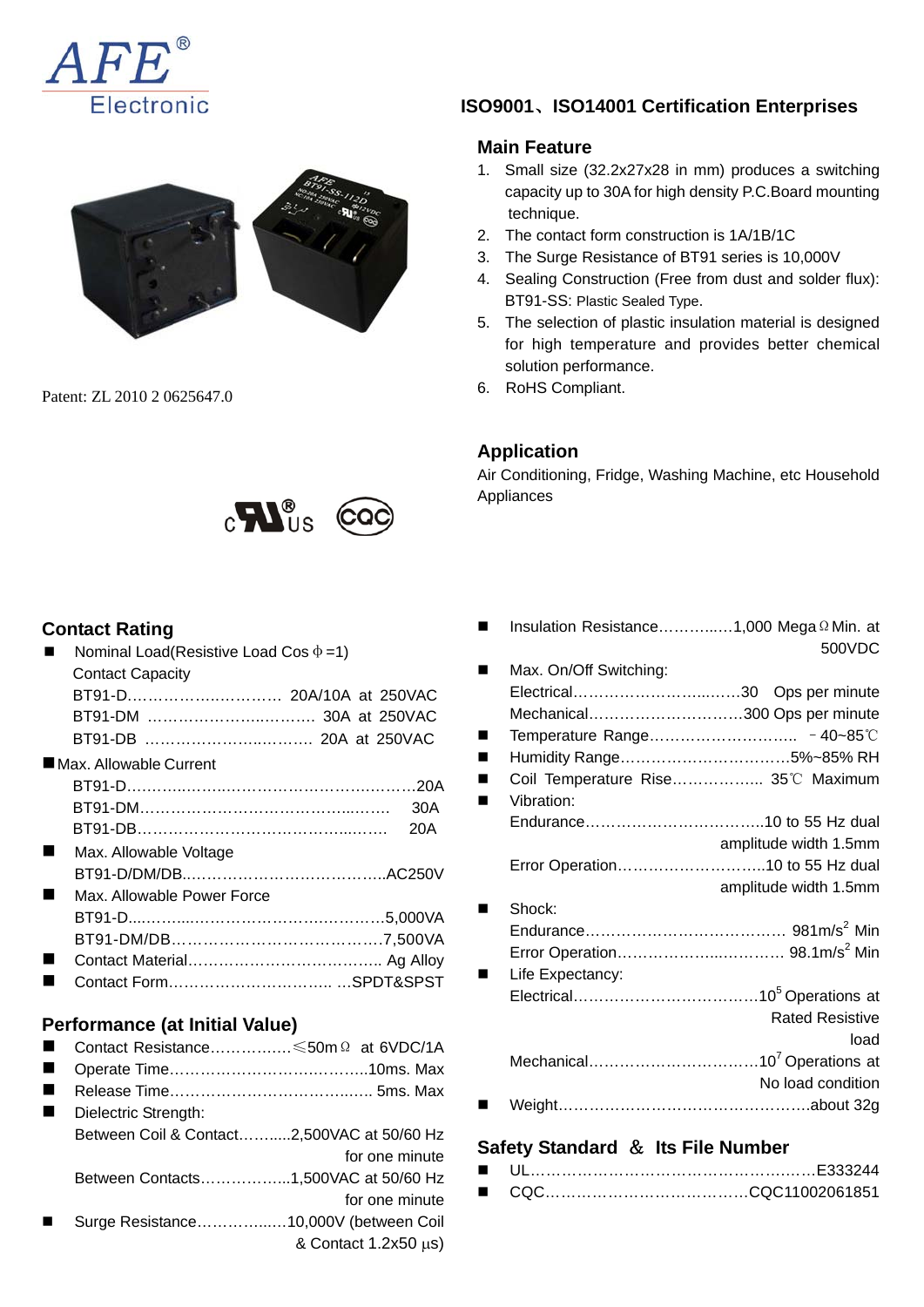AFE® Electronic

## ISO9001、ISO14001 Certification Enterprises

Patent: ZL 2010 2 0625647.0

### Main Feature

1. Small size (32.2x27x28 in mm) produces a switching capacity up to 30A for high density P.C.Board mounting technique.
2. The contact form construction is 1A/1B/1C
3. The Surge Resistance of BT91 series is 10,000V
4. Sealing Construction (Free from dust and solder flux): BT91-SS: Plastic Sealed Type.
5. The selection of plastic insulation material is designed for high temperature and provides better chemical solution performance.
6. RoHS Compliant.

### Application

Air Conditioning, Fridge, Washing Machine, etc Household Appliances

### Contact Rating

- Nominal Load(Resistive Load Cos φ =1)
  Contact Capacity
  BT91-D………………………… 20A/10A at 250VAC
  BT91-DM ………………………… 30A at 250VAC
  BT91-DB ………………………… 20A at 250VAC
- Max. Allowable Current
  BT91-D………………………………………………20A
  BT91-DM…………………………………………… 30A
  BT91-DB…………………………………………… 20A
- Max. Allowable Voltage
  BT91-D/DM/DB…………………………………AC250V
- Max. Allowable Power Force
  BT91-D…………………………………………5,000VA
  BT91-DM/DB……………………………………7,500VA
- Contact Material……………………………… Ag Alloy
- Contact Form……………………………… …SPDT&SPST

### Performance (at Initial Value)

- Contact Resistance…………….≤50mΩ at 6VDC/1A
- Operate Time……………………………….10ms. Max
- Release Time………………………………. 5ms. Max
- Dielectric Strength:
  Between Coil & Contact……....2,500VAC at 50/60 Hz for one minute
  Between Contacts……………...1,500VAC at 50/60 Hz for one minute
- Surge Resistance……………..10,000V (between Coil & Contact 1.2x50 μs)
- Insulation Resistance…………..1,000 MegaΩ Min. at 500VDC
- Max. On/Off Switching:
  Electrical……………………………30 Ops per minute
  Mechanical…………………………300 Ops per minute
- Temperature Range…………………………. －40~85℃
- Humidity Range……………………………5%~85% RH
- Coil Temperature Rise…………….. 35℃ Maximum
- Vibration:
  Endurance……………………………..10 to 55 Hz dual amplitude width 1.5mm
  Error Operation………………………..10 to 55 Hz dual amplitude width 1.5mm
- Shock:
  Endurance………………………………… 981m/s$^2$ Min
  Error Operation…………………………… 98.1m/s$^2$ Min
- Life Expectancy:
  Electrical………………………………$10^5$ Operations at Rated Resistive load
  Mechanical……………………………$10^7$ Operations at No load condition
- Weight…………………………………………..about 32g

### Safety Standard ＆ Its File Number

- UL…………………………………………………E333244
- CQC…………………………………CQC11002061851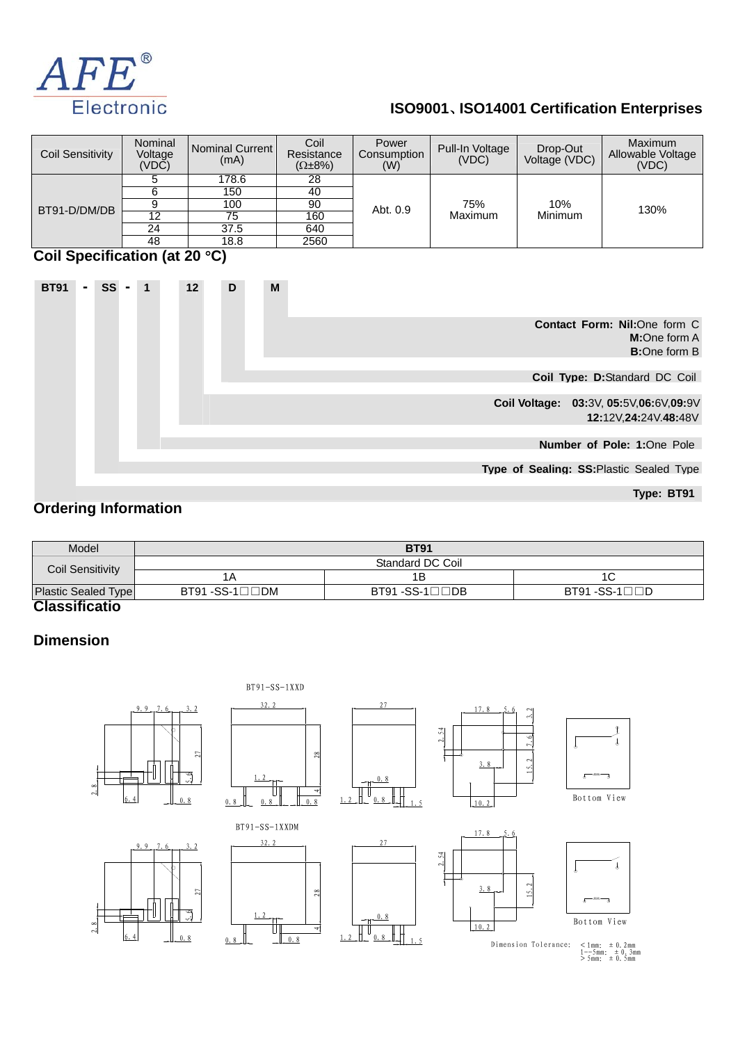**AFE® Electronic**

**ISO9001、ISO14001 Certification Enterprises**

| Coil Sensitivity | Nominal Voltage (VDC) | Nominal Current (mA) | Coil Resistance (Ω±8%) | Power Consumption (W) | Pull-In Voltage (VDC) | Drop-Out Voltage (VDC) | Maximum Allowable Voltage (VDC) |
|---|---|---|---|---|---|---|---|
| BT91-D/DM/DB | 5 | 178.6 | 28 | Abt. 0.9 | 75% Maximum | 10% Minimum | 130% |
| | 6 | 150 | 40 | | | | |
| | 9 | 100 | 90 | | | | |
| | 12 | 75 | 160 | | | | |
| | 24 | 37.5 | 640 | | | | |
| | 48 | 18.8 | 2560 | | | | |

## Coil Specification (at 20 °C)

**BT91 - SS - 1 12 D M**

**Contact Form: Nil:**One form C
**M:**One form A
**B:**One form B

**Coil Type: D:**Standard DC Coil

**Coil Voltage: 03:**3V, **05:**5V,**06:**6V,**09:**9V
**12:**12V,**24:**24V.**48:**48V

**Number of Pole: 1:**One Pole

**Type of Sealing: SS:**Plastic Sealed Type

**Type: BT91**

## Ordering Information

| Model | BT91 | | |
|---|---|---|---|
| Coil Sensitivity | Standard DC Coil | | |
| | 1A | 1B | 1C |
| Plastic Sealed Type | BT91 -SS-1□□DM | BT91 -SS-1□□DB | BT91 -SS-1□□D |

## Classificatio

## Dimension

BT91-SS-1XXD

9.9 7.6 3.2 27 5.6 2.8 6.4 0.8

32.2 28 1.2 0.8 0.8 4 0.8

27 0.8 1.2 0.8 1.5

17.8 5.6 3.2 2.54 7.6 3.8 15.2 10.2

Bottom View

BT91-SS-1XXDM

9.9 7.6 3.2 27 5.6 2.8 6.4 0.8

32.2 28 1.2 4 0.8 0.8

27 0.8 1.2 0.8 1.5

17.8 5.6 2.54 3.8 15.2 10.2

Bottom View

Dimension Tolerance: <1mm: ±0.2mm
1~5mm: ±0.3mm
>5mm: ±0.5mm